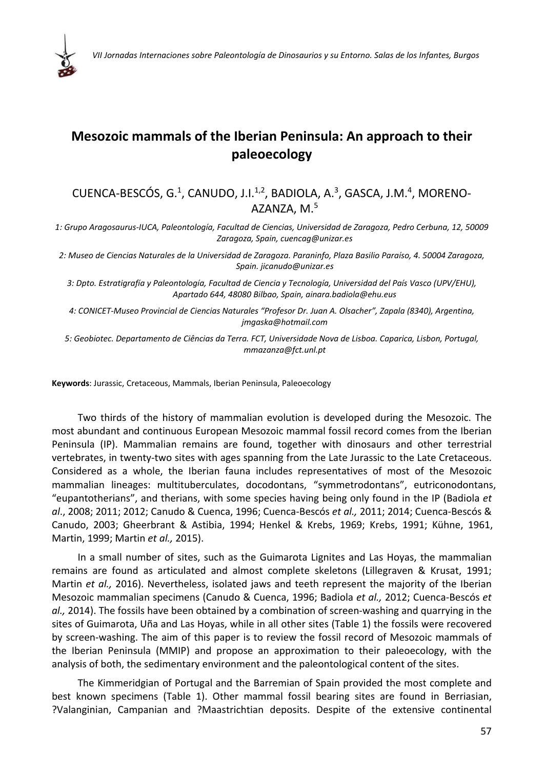# Mesozoic mammals of the Iberian Peninsula: An approach to their paleoecology

CUENCA-BESCÓS, G.[1], CANUDO, J.I.[1,2], BADIOLA, A.[3], GASCA, J.M.[4], MORENO-AZANZA, M.[5]

*1: Grupo Aragosaurus-IUCA, Paleontología, Facultad de Ciencias, Universidad de Zaragoza, Pedro Cerbuna, 12, 50009 Zaragoza, Spain, cuencag@unizar.es*

*2: Museo de Ciencias Naturales de la Universidad de Zaragoza. Paraninfo, Plaza Basilio Paraíso, 4. 50004 Zaragoza, Spain. jicanudo@unizar.es*

*3: Dpto. Estratigrafía y Paleontología, Facultad de Ciencia y Tecnología, Universidad del País Vasco (UPV/EHU), Apartado 644, 48080 Bilbao, Spain, ainara.badiola@ehu.eus*

*4: CONICET-Museo Provincial de Ciencias Naturales "Profesor Dr. Juan A. Olsacher", Zapala (8340), Argentina, jmgaska@hotmail.com*

*5: Geobiotec. Departamento de Ciências da Terra. FCT, Universidade Nova de Lisboa. Caparica, Lisbon, Portugal, mmazanza@fct.unl.pt*

**Keywords**: Jurassic, Cretaceous, Mammals, Iberian Peninsula, Paleoecology

Two thirds of the history of mammalian evolution is developed during the Mesozoic. The most abundant and continuous European Mesozoic mammal fossil record comes from the Iberian Peninsula (IP). Mammalian remains are found, together with dinosaurs and other terrestrial vertebrates, in twenty-two sites with ages spanning from the Late Jurassic to the Late Cretaceous. Considered as a whole, the Iberian fauna includes representatives of most of the Mesozoic mammalian lineages: multituberculates, docodontans, "symmetrodontans", eutriconodontans, "eupantotherians", and therians, with some species having being only found in the IP (Badiola *et al*., 2008; 2011; 2012; Canudo & Cuenca, 1996; Cuenca-Bescós *et al.,* 2011; 2014; Cuenca-Bescós & Canudo, 2003; Gheerbrant & Astibia, 1994; Henkel & Krebs, 1969; Krebs, 1991; Kühne, 1961, Martin, 1999; Martin *et al.,* 2015).

In a small number of sites, such as the Guimarota Lignites and Las Hoyas, the mammalian remains are found as articulated and almost complete skeletons (Lillegraven & Krusat, 1991; Martin *et al.,* 2016). Nevertheless, isolated jaws and teeth represent the majority of the Iberian Mesozoic mammalian specimens (Canudo & Cuenca, 1996; Badiola *et al.,* 2012; Cuenca-Bescós *et al.,* 2014). The fossils have been obtained by a combination of screen-washing and quarrying in the sites of Guimarota, Uña and Las Hoyas, while in all other sites (Table 1) the fossils were recovered by screen-washing. The aim of this paper is to review the fossil record of Mesozoic mammals of the Iberian Peninsula (MMIP) and propose an approximation to their paleoecology, with the analysis of both, the sedimentary environment and the paleontological content of the sites.

The Kimmeridgian of Portugal and the Barremian of Spain provided the most complete and best known specimens (Table 1). Other mammal fossil bearing sites are found in Berriasian, ?Valanginian, Campanian and ?Maastrichtian deposits. Despite of the extensive continental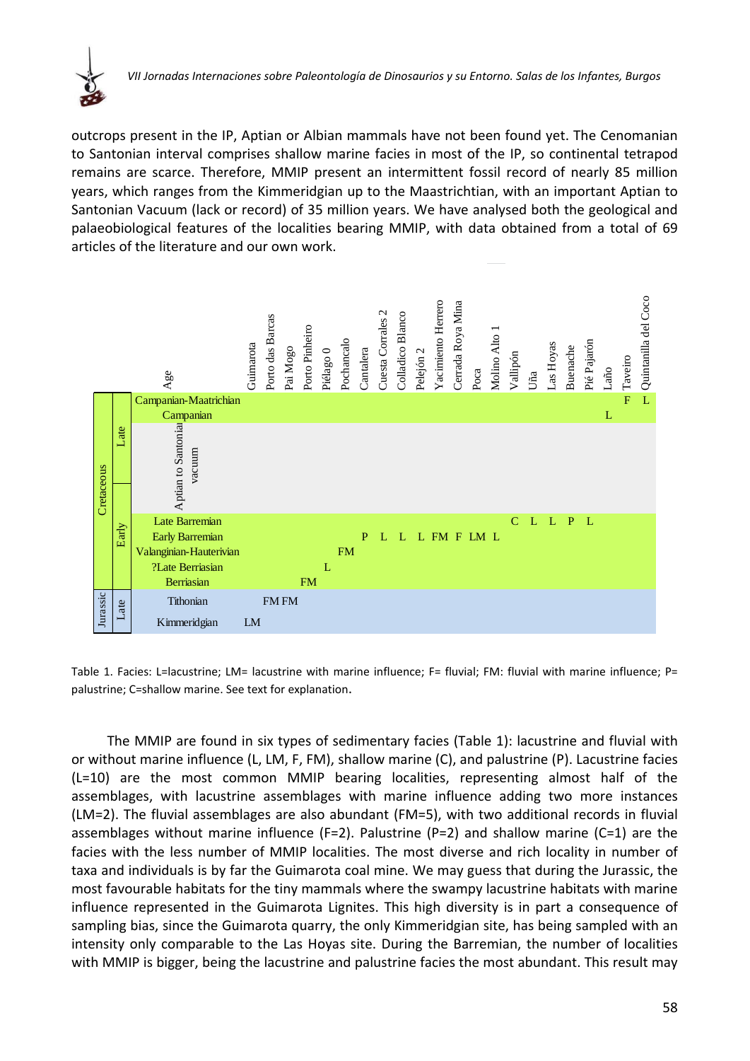outcrops present in the IP, Aptian or Albian mammals have not been found yet. The Cenomanian to Santonian interval comprises shallow marine facies in most of the IP, so continental tetrapod remains are scarce. Therefore, MMIP present an intermittent fossil record of nearly 85 million years, which ranges from the Kimmeridgian up to the Maastrichtian, with an important Aptian to Santonian Vacuum (lack or record) of 35 million years. We have analysed both the geological and palaeobiological features of the localities bearing MMIP, with data obtained from a total of 69 articles of the literature and our own work.

| | | Age | Guimarota | Porto das Barcas | Pai Mogo | Porto Pinheiro | Piélago 0 | Pochancalo | Cantalera | Cuesta Corrales 2 | Colladico Blanco | Pelejón 2 | Yacimiento Herrero | Cerrada Roya Mina | Poca | Molino Alto 1 | Vallipón | Uña | Las Hoyas | Buenache | Pié Pajarón | Laño | Taveiro | Quintanilla del Coco |
|---|---|---|---|---|---|---|---|---|---|---|---|---|---|---|---|---|---|---|---|---|---|---|---|---|
| Cretaceous | Late | Campanian-Maatrichian | | | | | | | | | | | | | | | | | | | | | F | L |
| | | Campanian | | | | | | | | | | | | | | | | | | | | L | | |
| | | Aptian to Santonian vacuum | | | | | | | | | | | | | | | | | | | | | | |
| | Early | Late Barremian | | | | | | | | | | | | | | | C | L | L | P | L | | | |
| | | Early Barremian | | | | | | | P | L | L | L | FM | F | LM | L | | | | | | | | |
| | | Valanginian-Hauterivian | | | | | | FM | | | | | | | | | | | | | | | | |
| | | ?Late Berriasian | | | | | L | | | | | | | | | | | | | | | | | |
| | | Berriasian | | | | FM | | | | | | | | | | | | | | | | | | |
| Jurassic | Late | Tithonian | | FM | FM | | | | | | | | | | | | | | | | | | | |
| | | Kimmeridgian | LM | | | | | | | | | | | | | | | | | | | | | |

Table 1. Facies: L=lacustrine; LM= lacustrine with marine influence; F= fluvial; FM: fluvial with marine influence; P= palustrine; C=shallow marine. See text for explanation.

The MMIP are found in six types of sedimentary facies (Table 1): lacustrine and fluvial with or without marine influence (L, LM, F, FM), shallow marine (C), and palustrine (P). Lacustrine facies (L=10) are the most common MMIP bearing localities, representing almost half of the assemblages, with lacustrine assemblages with marine influence adding two more instances (LM=2). The fluvial assemblages are also abundant (FM=5), with two additional records in fluvial assemblages without marine influence (F=2). Palustrine (P=2) and shallow marine (C=1) are the facies with the less number of MMIP localities. The most diverse and rich locality in number of taxa and individuals is by far the Guimarota coal mine. We may guess that during the Jurassic, the most favourable habitats for the tiny mammals where the swampy lacustrine habitats with marine influence represented in the Guimarota Lignites. This high diversity is in part a consequence of sampling bias, since the Guimarota quarry, the only Kimmeridgian site, has being sampled with an intensity only comparable to the Las Hoyas site. During the Barremian, the number of localities with MMIP is bigger, being the lacustrine and palustrine facies the most abundant. This result may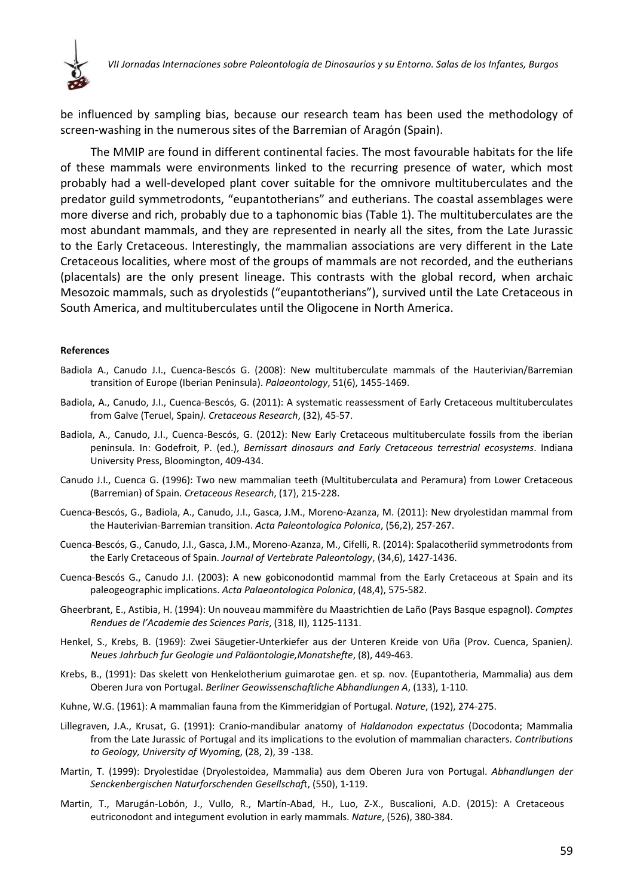be influenced by sampling bias, because our research team has been used the methodology of screen-washing in the numerous sites of the Barremian of Aragón (Spain).

The MMIP are found in different continental facies. The most favourable habitats for the life of these mammals were environments linked to the recurring presence of water, which most probably had a well-developed plant cover suitable for the omnivore multituberculates and the predator guild symmetrodonts, "eupantotherians" and eutherians. The coastal assemblages were more diverse and rich, probably due to a taphonomic bias (Table 1). The multituberculates are the most abundant mammals, and they are represented in nearly all the sites, from the Late Jurassic to the Early Cretaceous. Interestingly, the mammalian associations are very different in the Late Cretaceous localities, where most of the groups of mammals are not recorded, and the eutherians (placentals) are the only present lineage. This contrasts with the global record, when archaic Mesozoic mammals, such as dryolestids ("eupantotherians"), survived until the Late Cretaceous in South America, and multituberculates until the Oligocene in North America.

#### References

Badiola A., Canudo J.I., Cuenca-Bescós G. (2008): New multituberculate mammals of the Hauterivian/Barremian transition of Europe (Iberian Peninsula). *Palaeontology*, 51(6), 1455-1469.

Badiola, A., Canudo, J.I., Cuenca-Bescós, G. (2011): A systematic reassessment of Early Cretaceous multituberculates from Galve (Teruel, Spain*). Cretaceous Research*, (32), 45-57.

Badiola, A., Canudo, J.I., Cuenca-Bescós, G. (2012): New Early Cretaceous multituberculate fossils from the iberian peninsula. In: Godefroit, P. (ed.), *Bernissart dinosaurs and Early Cretaceous terrestrial ecosystems*. Indiana University Press, Bloomington, 409-434.

Canudo J.I., Cuenca G. (1996): Two new mammalian teeth (Multituberculata and Peramura) from Lower Cretaceous (Barremian) of Spain. *Cretaceous Research*, (17), 215-228.

Cuenca-Bescós, G., Badiola, A., Canudo, J.I., Gasca, J.M., Moreno-Azanza, M. (2011): New dryolestidan mammal from the Hauterivian-Barremian transition. *Acta Paleontologica Polonica*, (56,2), 257-267.

Cuenca-Bescós, G., Canudo, J.I., Gasca, J.M., Moreno-Azanza, M., Cifelli, R. (2014): Spalacotheriid symmetrodonts from the Early Cretaceous of Spain. *Journal of Vertebrate Paleontology*, (34,6), 1427-1436.

Cuenca-Bescós G., Canudo J.I. (2003): A new gobiconodontid mammal from the Early Cretaceous at Spain and its paleogeographic implications. *Acta Palaeontologica Polonica*, (48,4), 575-582.

Gheerbrant, E., Astibia, H. (1994): Un nouveau mammifère du Maastrichtien de Laño (Pays Basque espagnol). *Comptes Rendues de l'Academie des Sciences Paris*, (318, II), 1125-1131.

Henkel, S., Krebs, B. (1969): Zwei Säugetier-Unterkiefer aus der Unteren Kreide von Uña (Prov. Cuenca, Spanien*). Neues Jahrbuch fur Geologie und Paläontologie,Monatshefte*, (8), 449-463.

Krebs, B., (1991): Das skelett von Henkelotherium guimarotae gen. et sp. nov. (Eupantotheria, Mammalia) aus dem Oberen Jura von Portugal. *Berliner Geowissenschaftliche Abhandlungen A*, (133), 1-110.

Kuhne, W.G. (1961): A mammalian fauna from the Kimmeridgian of Portugal. *Nature*, (192), 274-275.

Lillegraven, J.A., Krusat, G. (1991): Cranio-mandibular anatomy of *Haldanodon expectatus* (Docodonta; Mammalia from the Late Jurassic of Portugal and its implications to the evolution of mammalian characters. *Contributions to Geology, University of Wyoming*, (28, 2), 39 -138.

Martin, T. (1999): Dryolestidae (Dryolestoidea, Mammalia) aus dem Oberen Jura von Portugal. *Abhandlungen der Senckenbergischen Naturforschenden Gesellschaft*, (550), 1-119.

Martin, T., Marugán-Lobón, J., Vullo, R., Martín-Abad, H., Luo, Z-X., Buscalioni, A.D. (2015): A Cretaceous eutriconodont and integument evolution in early mammals. *Nature*, (526), 380-384.